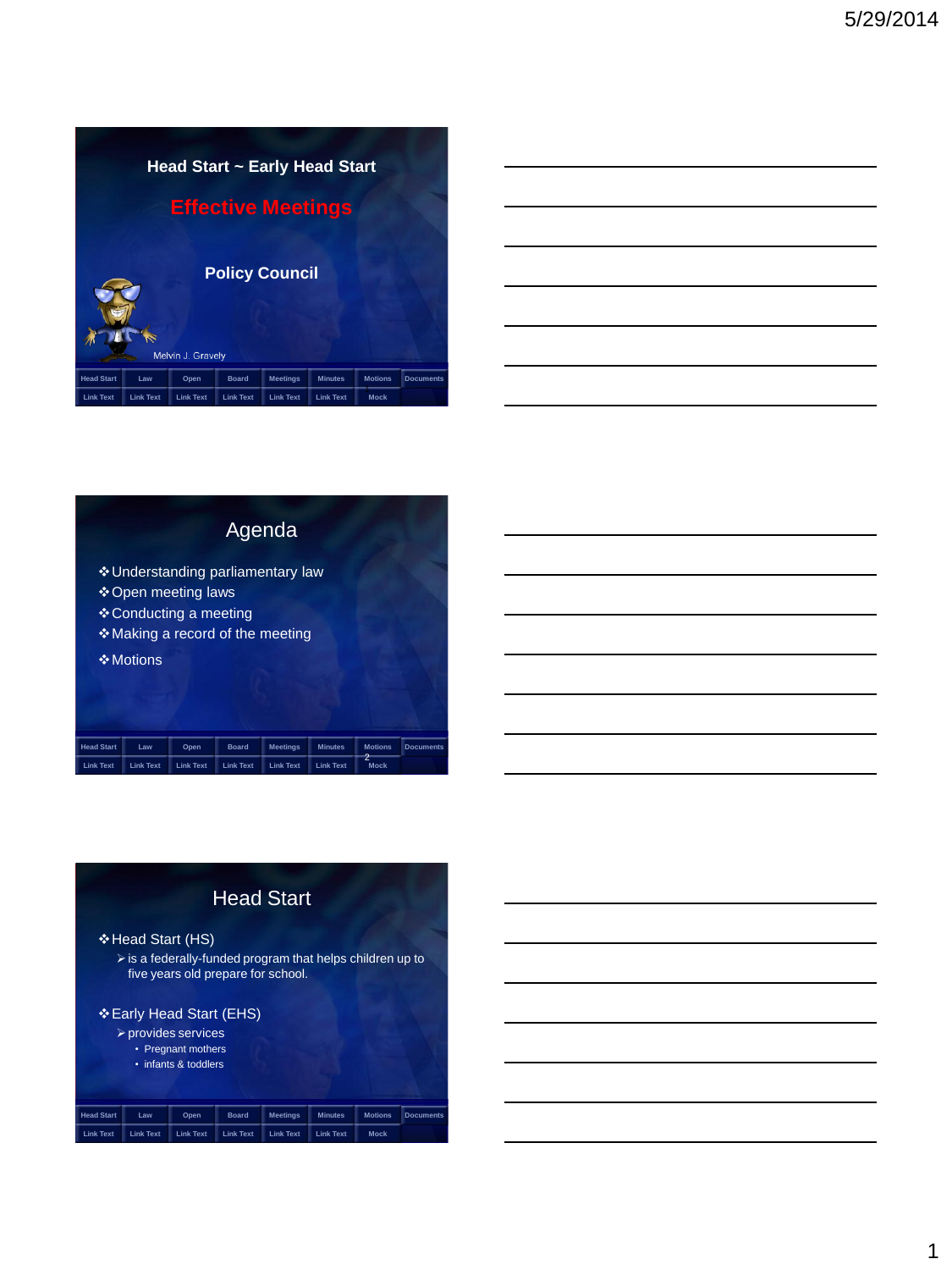# Head Start ~ Early Head Start

## Effective Meetings

**Policy Council**

Melvin J. Gravely

| Head Start | Law | Open | Board | Meetings | Minutes | Motions | Documents |
|---|---|---|---|---|---|---|---|
| Link Text | Link Text | Link Text | Link Text | Link Text | Link Text | Mock | |

---

## Agenda

- Understanding parliamentary law
- Open meeting laws
- Conducting a meeting
- Making a record of the meeting
- Motions

| Head Start | Law | Open | Board | Meetings | Minutes | Motions | Documents |
|---|---|---|---|---|---|---|---|
| Link Text | Link Text | Link Text | Link Text | Link Text | Link Text | Mock | |

---

## Head Start

- Head Start (HS)
  - is a federally-funded program that helps children up to five years old prepare for school.
- Early Head Start (EHS)
  - provides services
    - Pregnant mothers
    - infants & toddlers

| Head Start | Law | Open | Board | Meetings | Minutes | Motions | Documents |
|---|---|---|---|---|---|---|---|
| Link Text | Link Text | Link Text | Link Text | Link Text | Link Text | Mock | |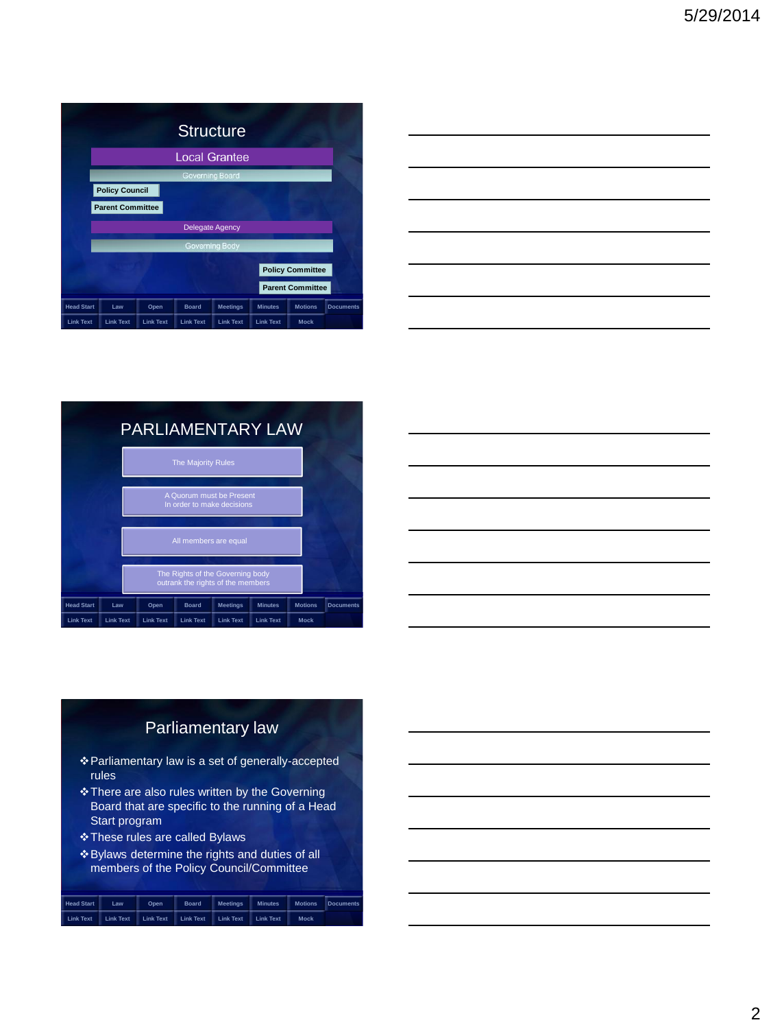## Structure

Local Grantee

Governing Board

Policy Council

Parent Committee

Delegate Agency

Governing Body

Policy Committee

Parent Committee

| Head Start | Law | Open | Board | Meetings | Minutes | Motions | Documents |
|---|---|---|---|---|---|---|---|
| Link Text | Link Text | Link Text | Link Text | Link Text | Link Text | Mock | |

## PARLIAMENTARY LAW

The Majority Rules

A Quorum must be Present
In order to make decisions

All members are equal

The Rights of the Governing body
outrank the rights of the members

| Head Start | Law | Open | Board | Meetings | Minutes | Motions | Documents |
|---|---|---|---|---|---|---|---|
| Link Text | Link Text | Link Text | Link Text | Link Text | Link Text | Mock | |

## Parliamentary law

- Parliamentary law is a set of generally-accepted rules
- There are also rules written by the Governing Board that are specific to the running of a Head Start program
- These rules are called Bylaws
- Bylaws determine the rights and duties of all members of the Policy Council/Committee

| Head Start | Law | Open | Board | Meetings | Minutes | Motions | Documents |
|---|---|---|---|---|---|---|---|
| Link Text | Link Text | Link Text | Link Text | Link Text | Link Text | Mock | |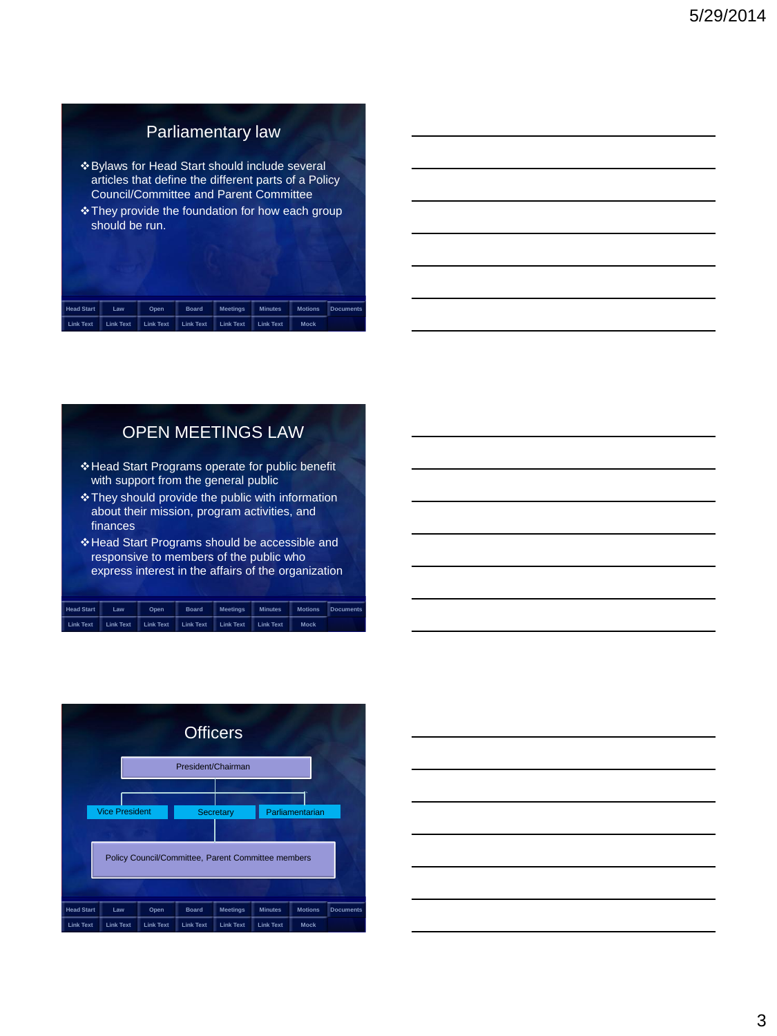## Parliamentary law

- Bylaws for Head Start should include several articles that define the different parts of a Policy Council/Committee and Parent Committee
- They provide the foundation for how each group should be run.

| Head Start | Law | Open | Board | Meetings | Minutes | Motions | Documents |
|---|---|---|---|---|---|---|---|
| Link Text | Link Text | Link Text | Link Text | Link Text | Link Text | Mock | |

## OPEN MEETINGS LAW

- Head Start Programs operate for public benefit with support from the general public
- They should provide the public with information about their mission, program activities, and finances
- Head Start Programs should be accessible and responsive to members of the public who express interest in the affairs of the organization

| Head Start | Law | Open | Board | Meetings | Minutes | Motions | Documents |
|---|---|---|---|---|---|---|---|
| Link Text | Link Text | Link Text | Link Text | Link Text | Link Text | Mock | |

## Officers

- President/Chairman
  - Vice President
  - Secretary
  - Parliamentarian
    - Policy Council/Committee, Parent Committee members

| Head Start | Law | Open | Board | Meetings | Minutes | Motions | Documents |
|---|---|---|---|---|---|---|---|
| Link Text | Link Text | Link Text | Link Text | Link Text | Link Text | Mock | |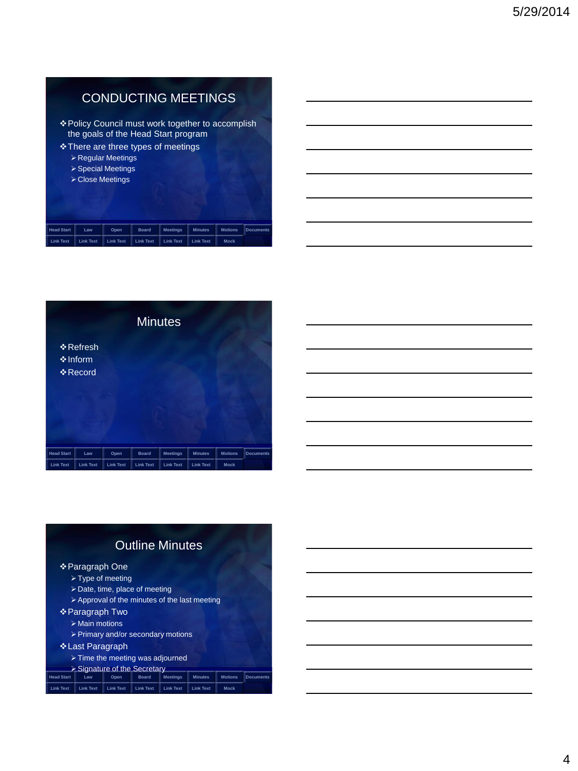## CONDUCTING MEETINGS

- Policy Council must work together to accomplish the goals of the Head Start program
- There are three types of meetings
  - Regular Meetings
  - Special Meetings
  - Close Meetings

| Head Start | Law | Open | Board | Meetings | Minutes | Motions | Documents |
|---|---|---|---|---|---|---|---|
| Link Text | Link Text | Link Text | Link Text | Link Text | Link Text | Mock | |

## Minutes

- Refresh
- Inform
- Record

| Head Start | Law | Open | Board | Meetings | Minutes | Motions | Documents |
|---|---|---|---|---|---|---|---|
| Link Text | Link Text | Link Text | Link Text | Link Text | Link Text | Mock | |

## Outline Minutes

- Paragraph One
  - Type of meeting
  - Date, time, place of meeting
  - Approval of the minutes of the last meeting
- Paragraph Two
  - Main motions
  - Primary and/or secondary motions
- Last Paragraph
  - Time the meeting was adjourned
  - Signature of the Secretary

| Head Start | Law | Open | Board | Meetings | Minutes | Motions | Documents |
|---|---|---|---|---|---|---|---|
| Link Text | Link Text | Link Text | Link Text | Link Text | Link Text | Mock | |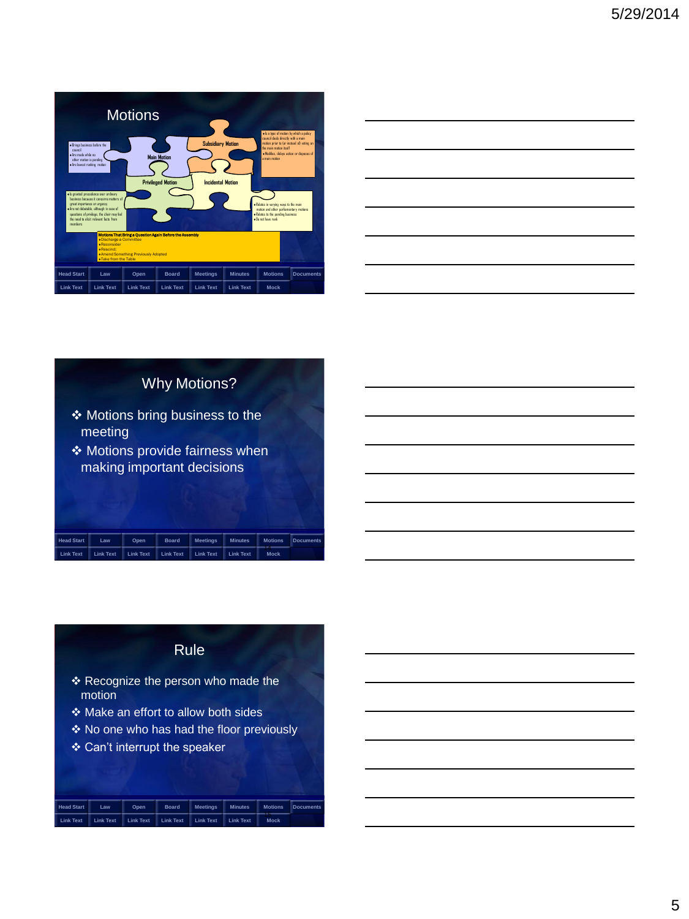## Motions

**Subsidiary Motion**

- Is a type of motion by which a policy council deals directly with a main motion prior to (or instead of) voting on the main motion itself
- Modifies, delays action or disposes of a main motion

**Main Motion**

- Brings business before the council
- Are made while no other motion is pending
- Are lowest ranking motion

**Privileged Motion**

- Is granted precedence over ordinary business because it concerns matters of great importance or urgency
- Are not debatable, although in case of questions of privilege, the chair may feel the need to elicit relevant facts from members

**Incidental Motion**

- Relates in varying ways to the main motion and other parliamentary motions
- Relates to the pending business
- Do not have rank

**Motions That Bring a Question Again Before the Assembly**

- Discharge a Committee
- Reconsider
- Rescind;
- Amend Something Previously Adopted
- Take from the Table

| Head Start | Law | Open | Board | Meetings | Minutes | Motions | Documents |
|---|---|---|---|---|---|---|---|
| Link Text | Link Text | Link Text | Link Text | Link Text | Link Text | Mock | |

## Why Motions?

- Motions bring business to the meeting
- Motions provide fairness when making important decisions

| Head Start | Law | Open | Board | Meetings | Minutes | Motions | Documents |
|---|---|---|---|---|---|---|---|
| Link Text | Link Text | Link Text | Link Text | Link Text | Link Text | Mock | |

## Rule

- Recognize the person who made the motion
- Make an effort to allow both sides
- No one who has had the floor previously
- Can't interrupt the speaker

| Head Start | Law | Open | Board | Meetings | Minutes | Motions | Documents |
|---|---|---|---|---|---|---|---|
| Link Text | Link Text | Link Text | Link Text | Link Text | Link Text | Mock | |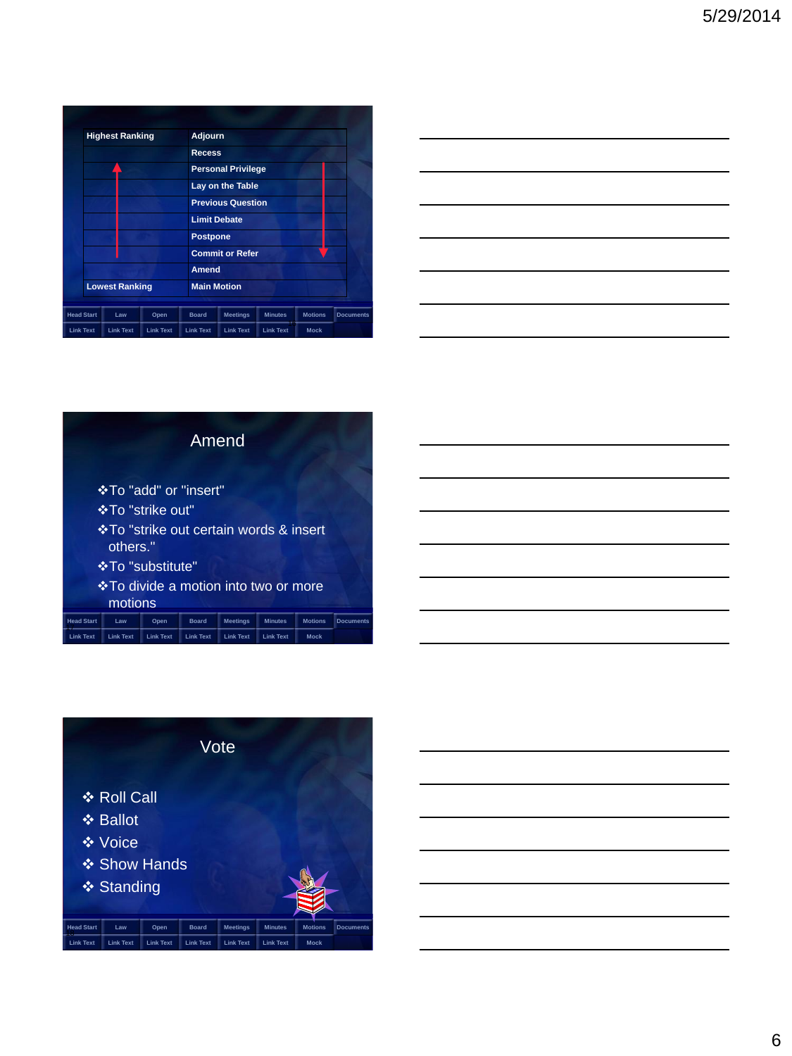| Highest Ranking | Adjourn |
|---|---|
| | Recess |
| | Personal Privilege |
| | Lay on the Table |
| | Previous Question |
| | Limit Debate |
| | Postpone |
| | Commit or Refer |
| | Amend |
| Lowest Ranking | Main Motion |

Head Start | Law | Open | Board | Meetings | Minutes | Motions | Documents
Link Text | Link Text | Link Text | Link Text | Link Text | Link Text | Mock

## Amend

- To "add" or "insert"
- To "strike out"
- To "strike out certain words & insert others."
- To "substitute"
- To divide a motion into two or more motions

Head Start | Law | Open | Board | Meetings | Minutes | Motions | Documents
Link Text | Link Text | Link Text | Link Text | Link Text | Link Text | Mock

## Vote

- Roll Call
- Ballot
- Voice
- Show Hands
- Standing

Head Start | Law | Open | Board | Meetings | Minutes | Motions | Documents
Link Text | Link Text | Link Text | Link Text | Link Text | Link Text | Mock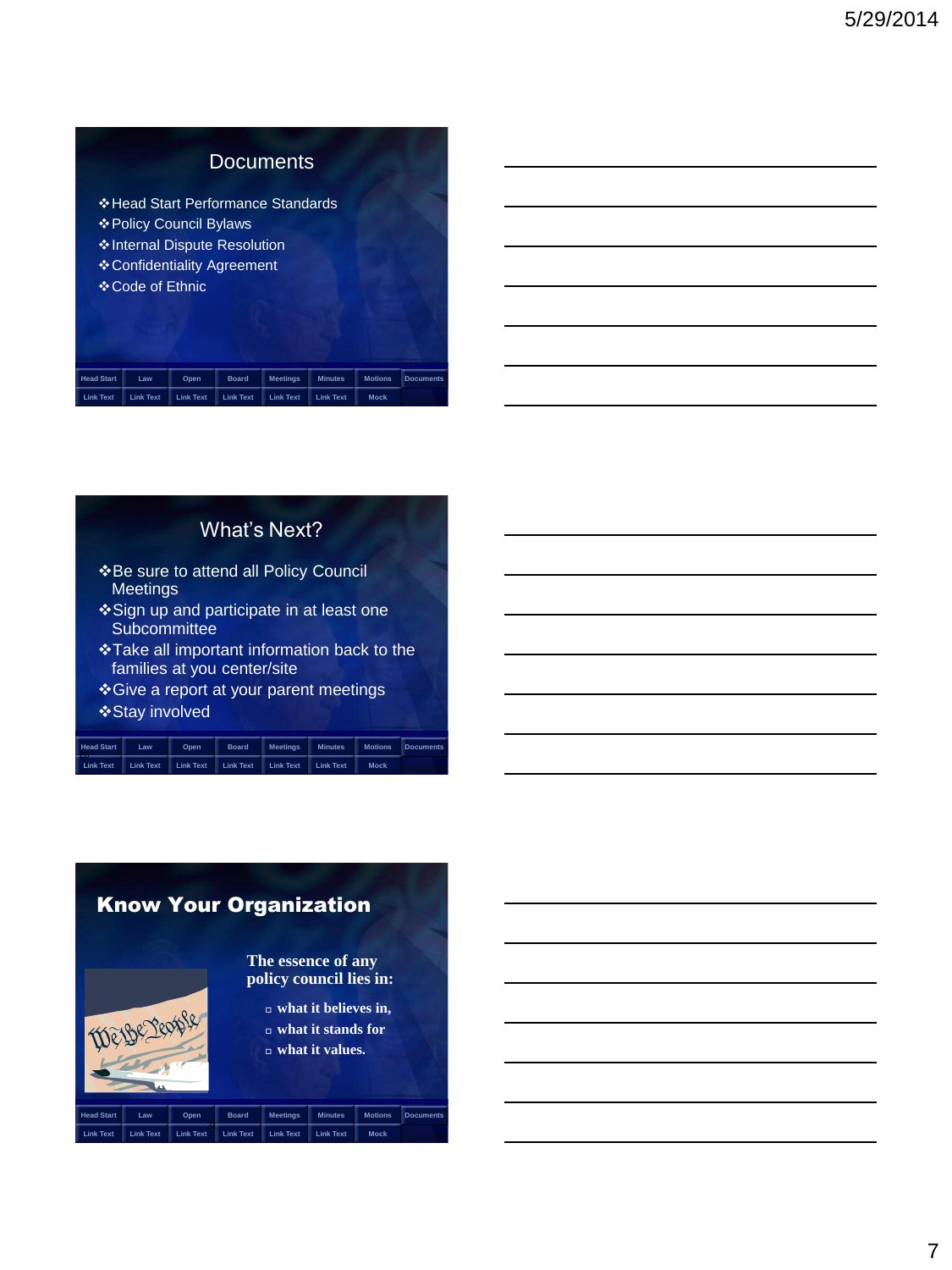## Documents

- Head Start Performance Standards
- Policy Council Bylaws
- Internal Dispute Resolution
- Confidentiality Agreement
- Code of Ethnic

| Head Start | Law | Open | Board | Meetings | Minutes | Motions | Documents |
|---|---|---|---|---|---|---|---|
| Link Text | Link Text | Link Text | Link Text | Link Text | Link Text | Mock | |

## What's Next?

- Be sure to attend all Policy Council Meetings
- Sign up and participate in at least one Subcommittee
- Take all important information back to the families at you center/site
- Give a report at your parent meetings
- Stay involved

| Head Start | Law | Open | Board | Meetings | Minutes | Motions | Documents |
|---|---|---|---|---|---|---|---|
| Link Text | Link Text | Link Text | Link Text | Link Text | Link Text | Mock | |

## Know Your Organization

**The essence of any policy council lies in:**

- **what it believes in,**
- **what it stands for**
- **what it values.**

| Head Start | Law | Open | Board | Meetings | Minutes | Motions | Documents |
|---|---|---|---|---|---|---|---|
| Link Text | Link Text | Link Text | Link Text | Link Text | Link Text | Mock | |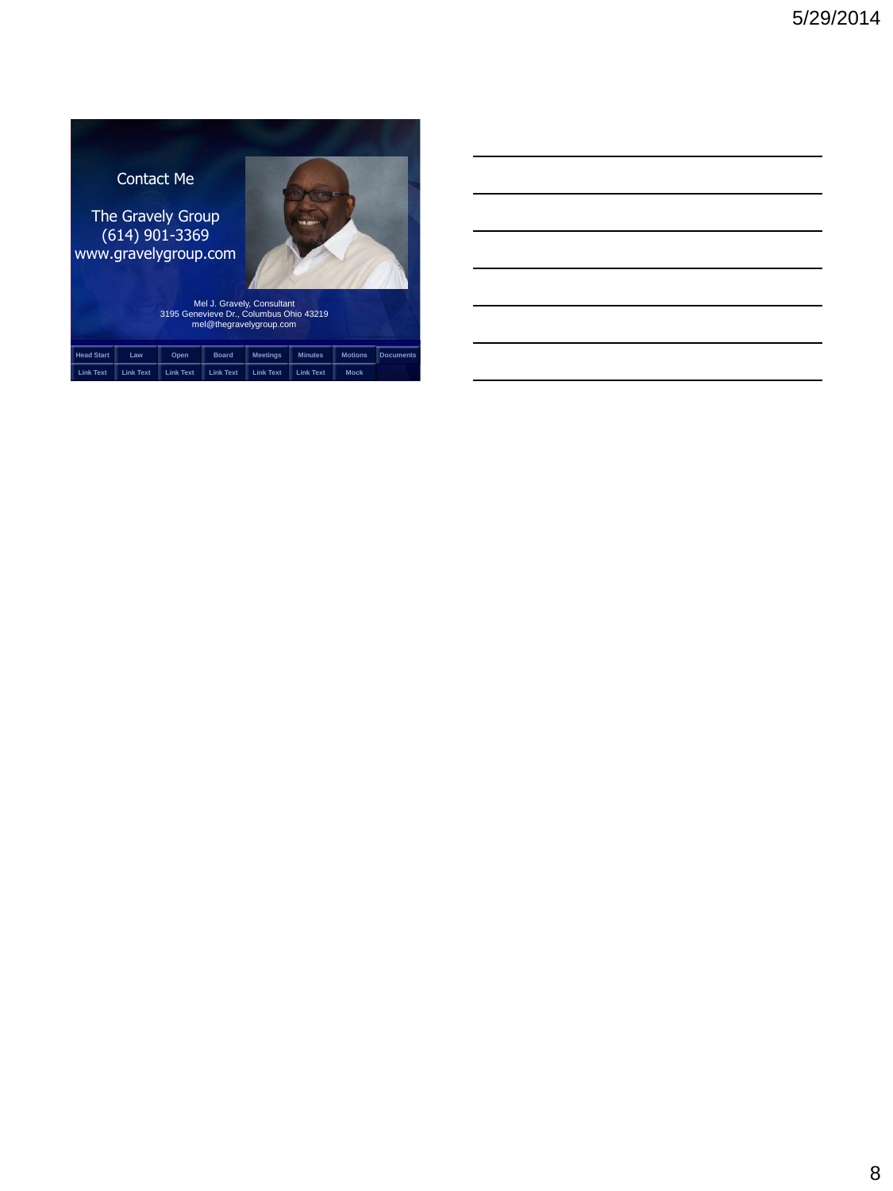Contact Me

The Gravely Group
(614) 901-3369
www.gravelygroup.com

Mel J. Gravely, Consultant
3195 Genevieve Dr., Columbus Ohio 43219
mel@thegravelygroup.com

| | | | | | | | |
|---|---|---|---|---|---|---|---|
| Head Start | Law | Open | Board | Meetings | Minutes | Motions | Documents |
| Link Text | Link Text | Link Text | Link Text | Link Text | Link Text | Mock | |